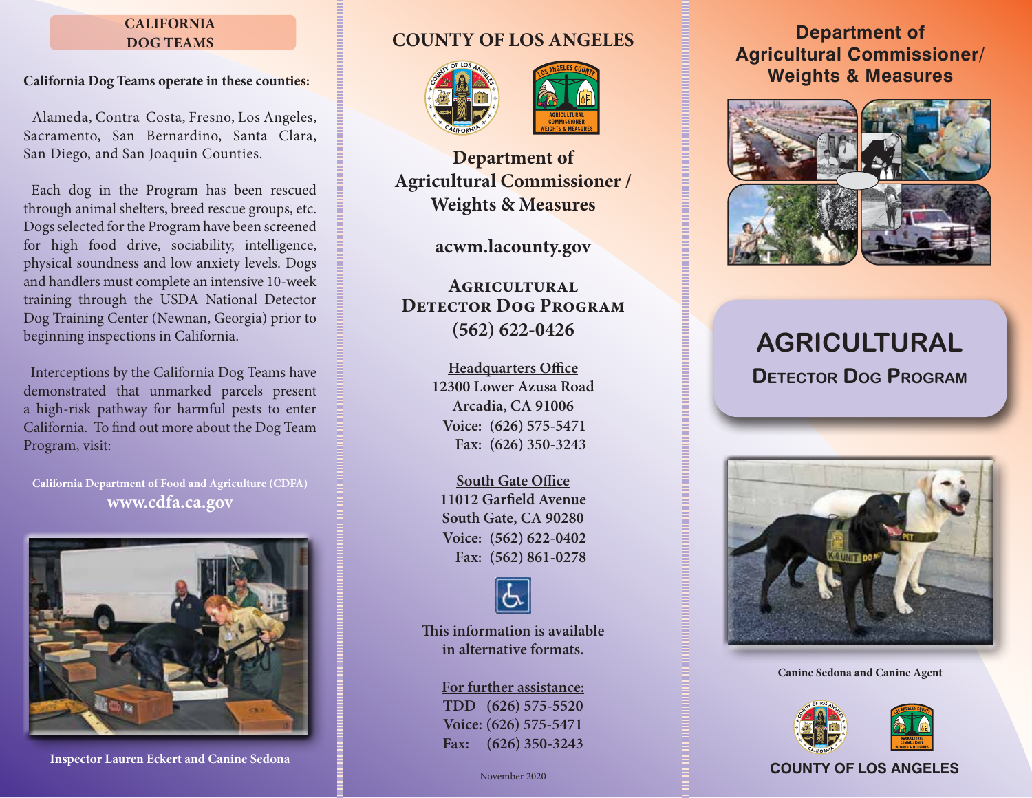## CALIFORNIA DOG TEAMS

**California Dog Teams operate in these counties:**

Alameda, Contra Costa, Fresno, Los Angeles, Sacramento, San Bernardino, Santa Clara, San Diego, and San Joaquin Counties.

Each dog in the Program has been rescued through animal shelters, breed rescue groups, etc. Dogs selected for the Program have been screened for high food drive, sociability, intelligence, physical soundness and low anxiety levels. Dogs and handlers must complete an intensive 10-week training through the USDA National Detector Dog Training Center (Newnan, Georgia) prior to beginning inspections in California.

Interceptions by the California Dog Teams have demonstrated that unmarked parcels present a high-risk pathway for harmful pests to enter California. To find out more about the Dog Team Program, visit:

**California Department of Food and Agriculture (CDFA)**
**www.cdfa.ca.gov**

Inspector Lauren Eckert and Canine Sedona

## COUNTY OF LOS ANGELES

## Department of Agricultural Commissioner / Weights & Measures

**acwm.lacounty.gov**

**AGRICULTURAL DETECTOR DOG PROGRAM**
**(562) 622-0426**

Headquarters Office
12300 Lower Azusa Road
Arcadia, CA 91006
Voice: (626) 575-5471
Fax: (626) 350-3243

South Gate Office
11012 Garfield Avenue
South Gate, CA 90280
Voice: (562) 622-0402
Fax: (562) 861-0278

This information is available in alternative formats.

For further assistance:
TDD (626) 575-5520
Voice: (626) 575-5471
Fax: (626) 350-3243

November 2020

## Department of Agricultural Commissioner/ Weights & Measures

# AGRICULTURAL
## DETECTOR DOG PROGRAM

Canine Sedona and Canine Agent

COUNTY OF LOS ANGELES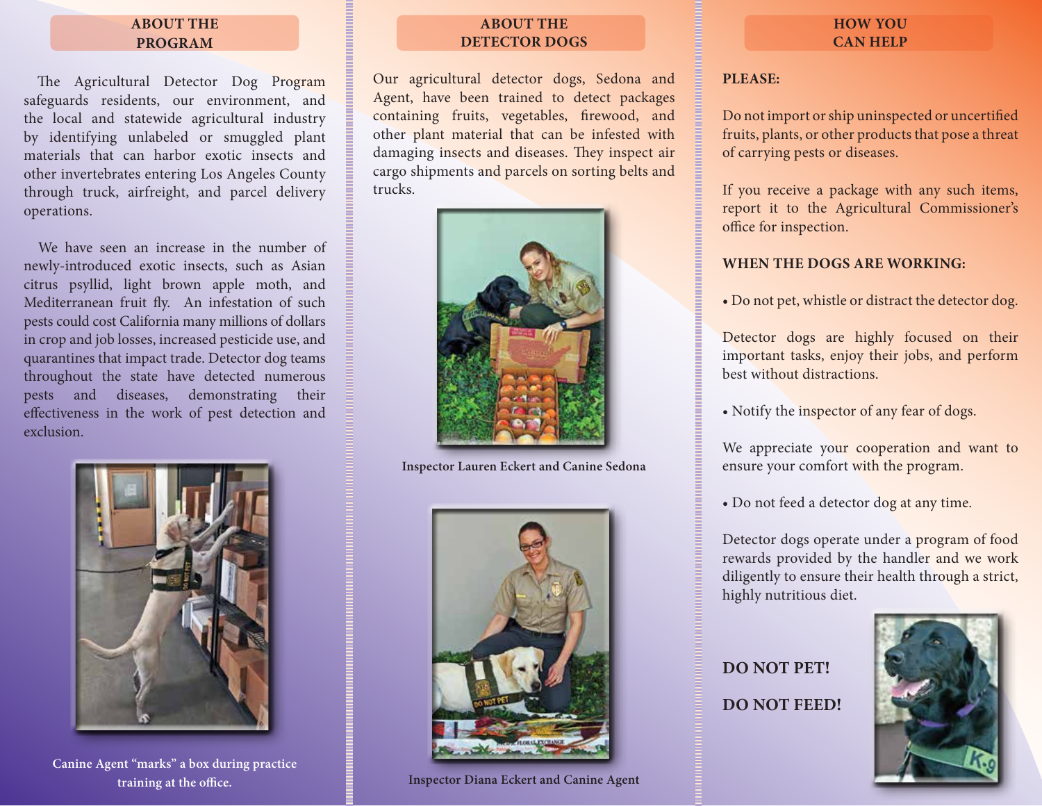## ABOUT THE PROGRAM

The Agricultural Detector Dog Program safeguards residents, our environment, and the local and statewide agricultural industry by identifying unlabeled or smuggled plant materials that can harbor exotic insects and other invertebrates entering Los Angeles County through truck, airfreight, and parcel delivery operations.

We have seen an increase in the number of newly-introduced exotic insects, such as Asian citrus psyllid, light brown apple moth, and Mediterranean fruit fly. An infestation of such pests could cost California many millions of dollars in crop and job losses, increased pesticide use, and quarantines that impact trade. Detector dog teams throughout the state have detected numerous pests and diseases, demonstrating their effectiveness in the work of pest detection and exclusion.

**Canine Agent "marks" a box during practice training at the office.**

## ABOUT THE DETECTOR DOGS

Our agricultural detector dogs, Sedona and Agent, have been trained to detect packages containing fruits, vegetables, firewood, and other plant material that can be infested with damaging insects and diseases. They inspect air cargo shipments and parcels on sorting belts and trucks.

**Inspector Lauren Eckert and Canine Sedona**

**Inspector Diana Eckert and Canine Agent**

## HOW YOU CAN HELP

**PLEASE:**

Do not import or ship uninspected or uncertified fruits, plants, or other products that pose a threat of carrying pests or diseases.

If you receive a package with any such items, report it to the Agricultural Commissioner's office for inspection.

**WHEN THE DOGS ARE WORKING:**

- Do not pet, whistle or distract the detector dog.

Detector dogs are highly focused on their important tasks, enjoy their jobs, and perform best without distractions.

- Notify the inspector of any fear of dogs.

We appreciate your cooperation and want to ensure your comfort with the program.

- Do not feed a detector dog at any time.

Detector dogs operate under a program of food rewards provided by the handler and we work diligently to ensure their health through a strict, highly nutritious diet.

**DO NOT PET!**

**DO NOT FEED!**